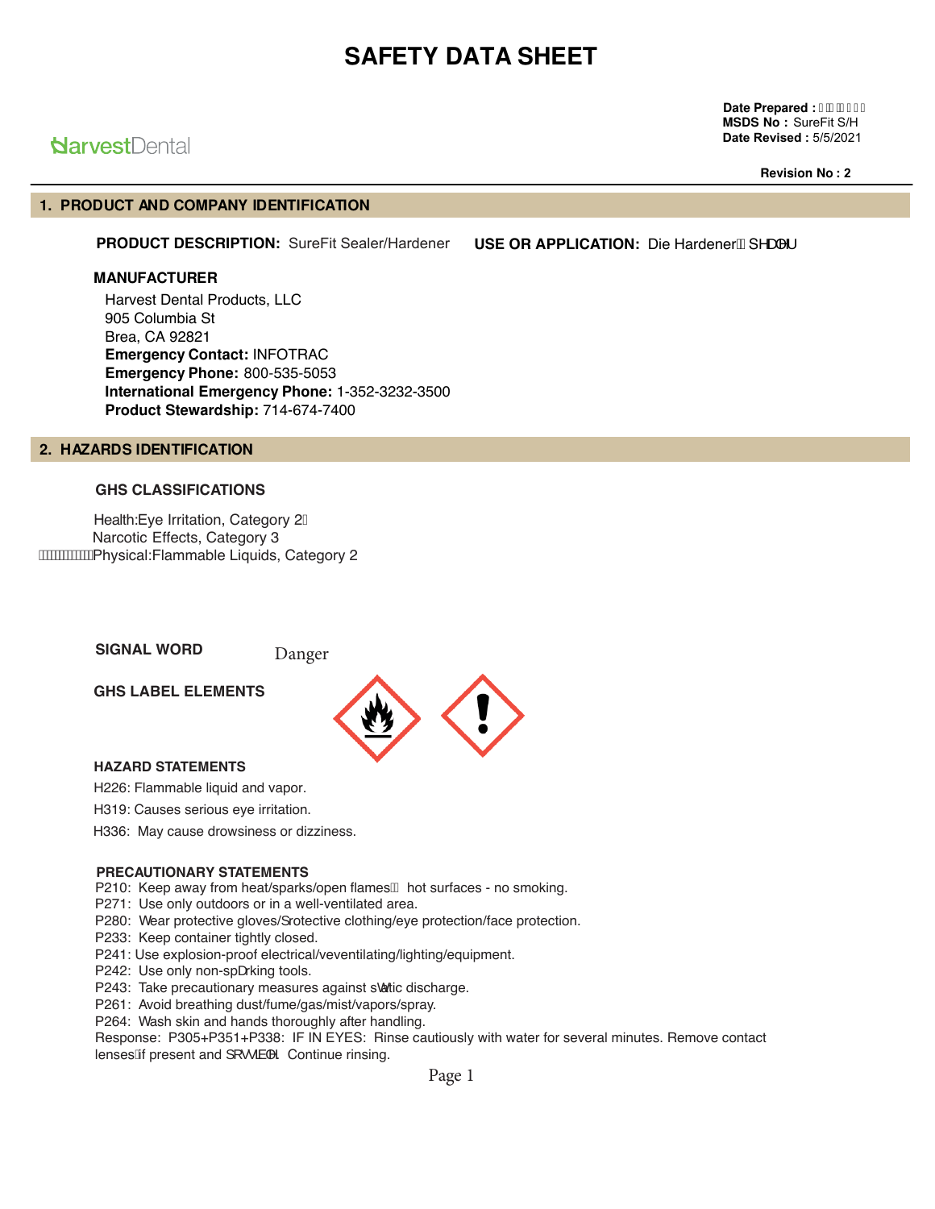# SAFETY DATA SHEET

**Date Prepared :**
**MSDS No :** SureFit S/H
**Date Revised :** 5/5/2021

HarvestDental

**Revision No : 2**

## 1. PRODUCT AND COMPANY IDENTIFICATION

**PRODUCT DESCRIPTION:** SureFit Sealer/Hardener **USE OR APPLICATION:** Die Hardener/Sealer

**MANUFACTURER**

Harvest Dental Products, LLC
905 Columbia St
Brea, CA 92821
**Emergency Contact:** INFOTRAC
**Emergency Phone:** 800-535-5053
**International Emergency Phone:** 1-352-3232-3500
**Product Stewardship:** 714-674-7400

## 2. HAZARDS IDENTIFICATION

**GHS CLASSIFICATIONS**

Health:Eye Irritation, Category 2
Narcotic Effects, Category 3
Physical:Flammable Liquids, Category 2

**SIGNAL WORD** Danger

**GHS LABEL ELEMENTS**

**HAZARD STATEMENTS**

H226: Flammable liquid and vapor.

H319: Causes serious eye irritation.

H336: May cause drowsiness or dizziness.

**PRECAUTIONARY STATEMENTS**

P210: Keep away from heat/sparks/open flames/ hot surfaces - no smoking.
P271: Use only outdoors or in a well-ventilated area.
P280: Wear protective gloves/protective clothing/eye protection/face protection.
P233: Keep container tightly closed.
P241: Use explosion-proof electrical/veventilating/lighting/equipment.
P242: Use only non-sparking tools.
P243: Take precautionary measures against static discharge.
P261: Avoid breathing dust/fume/gas/mist/vapors/spray.
P264: Wash skin and hands thoroughly after handling.
Response: P305+P351+P338: IF IN EYES: Rinse cautiously with water for several minutes. Remove contact lenses if present and possible. Continue rinsing.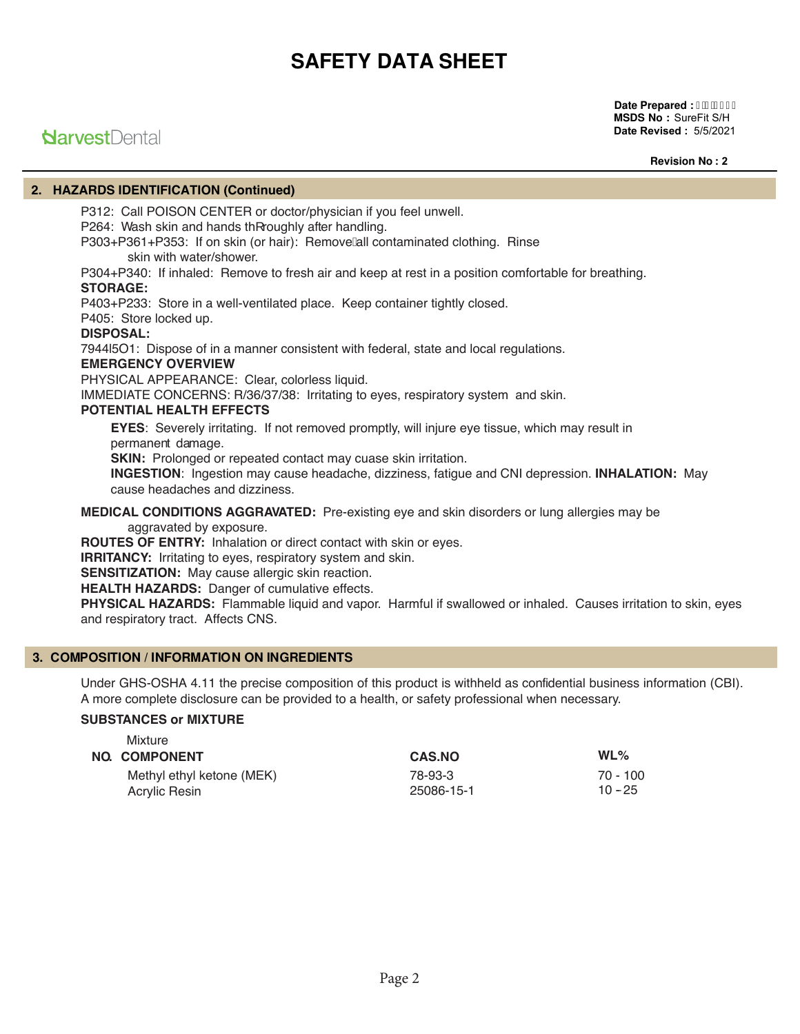# SAFETY DATA SHEET

**Date Prepared :** 
**MSDS No :** SureFit S/H
**Date Revised :** 5/5/2021

HarvestDental

**Revision No : 2**

## 2. HAZARDS IDENTIFICATION (Continued)

P312: Call POISON CENTER or doctor/physician if you feel unwell.
P264: Wash skin and hands thRroughly after handling.
P303+P361+P353: If on skin (or hair): Remove all contaminated clothing. Rinse skin with water/shower.
P304+P340: If inhaled: Remove to fresh air and keep at rest in a position comfortable for breathing.

**STORAGE:**

P403+P233: Store in a well-ventilated place. Keep container tightly closed.
P405: Store locked up.

**DISPOSAL:**

7944l5O1: Dispose of in a manner consistent with federal, state and local regulations.

**EMERGENCY OVERVIEW**

PHYSICAL APPEARANCE: Clear, colorless liquid.
IMMEDIATE CONCERNS: R/36/37/38: Irritating to eyes, respiratory system and skin.

**POTENTIAL HEALTH EFFECTS**

**EYES**: Severely irritating. If not removed promptly, will injure eye tissue, which may result in permanent damage.
**SKIN:** Prolonged or repeated contact may cuase skin irritation.
**INGESTION**: Ingestion may cause headache, dizziness, fatigue and CNI depression. **INHALATION:** May cause headaches and dizziness.

**MEDICAL CONDITIONS AGGRAVATED:** Pre-existing eye and skin disorders or lung allergies may be aggravated by exposure.
**ROUTES OF ENTRY:** Inhalation or direct contact with skin or eyes.
**IRRITANCY:** Irritating to eyes, respiratory system and skin.
**SENSITIZATION:** May cause allergic skin reaction.
**HEALTH HAZARDS:** Danger of cumulative effects.
**PHYSICAL HAZARDS:** Flammable liquid and vapor. Harmful if swallowed or inhaled. Causes irritation to skin, eyes and respiratory tract. Affects CNS.

## 3. COMPOSITION / INFORMATION ON INGREDIENTS

Under GHS-OSHA 4.11 the precise composition of this product is withheld as confidential business information (CBI). A more complete disclosure can be provided to a health, or safety professional when necessary.

**SUBSTANCES or MIXTURE**

Mixture

| NO. | COMPONENT | CAS.NO | WL% |
|---|---|---|---|
| | Methyl ethyl ketone (MEK) | 78-93-3 | 70 - 100 |
| | Acrylic Resin | 25086-15-1 | 10 – 25 |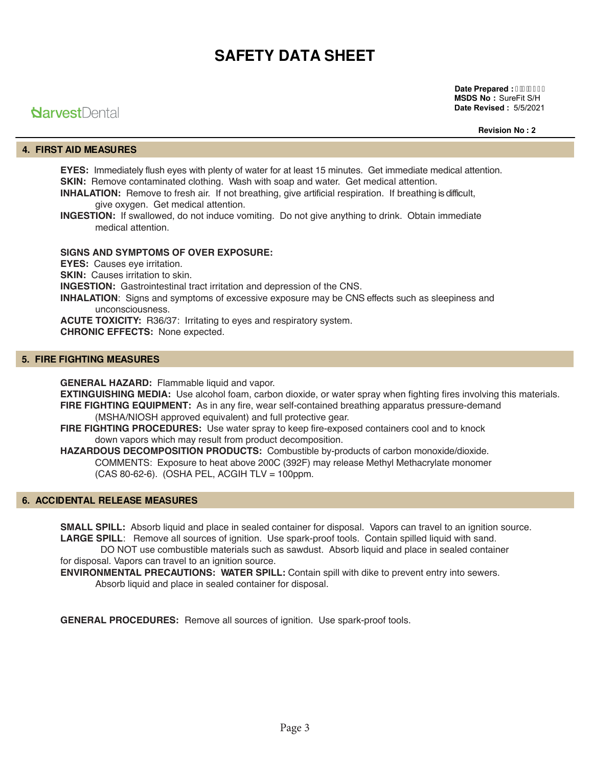# SAFETY DATA SHEET

HarvestDental

**Date Prepared :** 
**MSDS No :** SureFit S/H
**Date Revised :** 5/5/2021

**Revision No : 2**

## 4. FIRST AID MEASURES

**EYES:** Immediately flush eyes with plenty of water for at least 15 minutes. Get immediate medical attention.
**SKIN:** Remove contaminated clothing. Wash with soap and water. Get medical attention.
**INHALATION:** Remove to fresh air. If not breathing, give artificial respiration. If breathing is difficult, give oxygen. Get medical attention.
**INGESTION:** If swallowed, do not induce vomiting. Do not give anything to drink. Obtain immediate medical attention.

**SIGNS AND SYMPTOMS OF OVER EXPOSURE:**
**EYES:** Causes eye irritation.
**SKIN:** Causes irritation to skin.
**INGESTION:** Gastrointestinal tract irritation and depression of the CNS.
**INHALATION**: Signs and symptoms of excessive exposure may be CNS effects such as sleepiness and unconsciousness.
**ACUTE TOXICITY:** R36/37: Irritating to eyes and respiratory system.
**CHRONIC EFFECTS:** None expected.

## 5. FIRE FIGHTING MEASURES

**GENERAL HAZARD:** Flammable liquid and vapor.
**EXTINGUISHING MEDIA:** Use alcohol foam, carbon dioxide, or water spray when fighting fires involving this materials.
**FIRE FIGHTING EQUIPMENT:** As in any fire, wear self-contained breathing apparatus pressure-demand (MSHA/NIOSH approved equivalent) and full protective gear.
**FIRE FIGHTING PROCEDURES:** Use water spray to keep fire-exposed containers cool and to knock down vapors which may result from product decomposition.
**HAZARDOUS DECOMPOSITION PRODUCTS:** Combustible by-products of carbon monoxide/dioxide.
COMMENTS: Exposure to heat above 200C (392F) may release Methyl Methacrylate monomer (CAS 80-62-6). (OSHA PEL, ACGIH TLV = 100ppm.

## 6. ACCIDENTAL RELEASE MEASURES

**SMALL SPILL:** Absorb liquid and place in sealed container for disposal. Vapors can travel to an ignition source.
**LARGE SPILL**: Remove all sources of ignition. Use spark-proof tools. Contain spilled liquid with sand. DO NOT use combustible materials such as sawdust. Absorb liquid and place in sealed container for disposal. Vapors can travel to an ignition source.
**ENVIRONMENTAL PRECAUTIONS: WATER SPILL:** Contain spill with dike to prevent entry into sewers. Absorb liquid and place in sealed container for disposal.

**GENERAL PROCEDURES:** Remove all sources of ignition. Use spark-proof tools.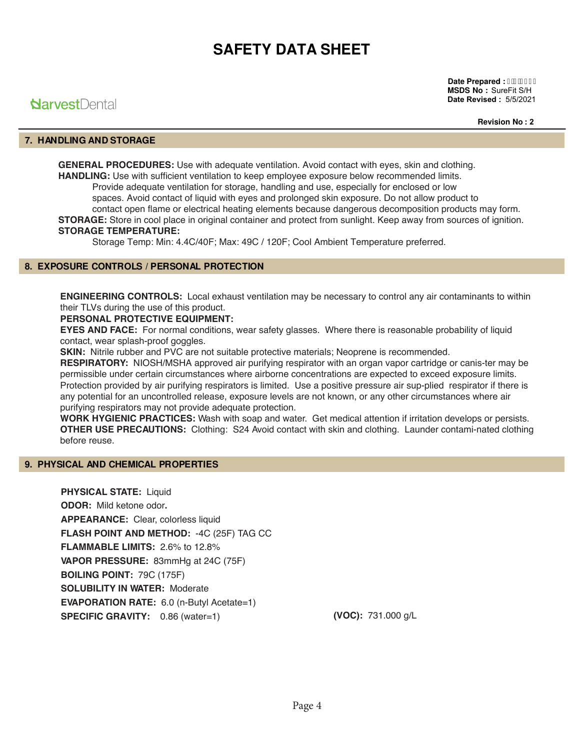# SAFETY DATA SHEET

**Date Prepared :** 
**MSDS No :** SureFit S/H
**Date Revised :** 5/5/2021

HarvestDental

**Revision No : 2**

## 7. HANDLING AND STORAGE

**GENERAL PROCEDURES:** Use with adequate ventilation. Avoid contact with eyes, skin and clothing.

**HANDLING:** Use with sufficient ventilation to keep employee exposure below recommended limits. Provide adequate ventilation for storage, handling and use, especially for enclosed or low spaces. Avoid contact of liquid with eyes and prolonged skin exposure. Do not allow product to contact open flame or electrical heating elements because dangerous decomposition products may form.

**STORAGE:** Store in cool place in original container and protect from sunlight. Keep away from sources of ignition.

**STORAGE TEMPERATURE:**

Storage Temp: Min: 4.4C/40F; Max: 49C / 120F; Cool Ambient Temperature preferred.

## 8. EXPOSURE CONTROLS / PERSONAL PROTECTION

**ENGINEERING CONTROLS:** Local exhaust ventilation may be necessary to control any air contaminants to within their TLVs during the use of this product.

**PERSONAL PROTECTIVE EQUIPMENT:**

**EYES AND FACE:** For normal conditions, wear safety glasses. Where there is reasonable probability of liquid contact, wear splash-proof goggles.

**SKIN:** Nitrile rubber and PVC are not suitable protective materials; Neoprene is recommended.

**RESPIRATORY:** NIOSH/MSHA approved air purifying respirator with an organ vapor cartridge or canis-ter may be permissible under certain circumstances where airborne concentrations are expected to exceed exposure limits. Protection provided by air purifying respirators is limited. Use a positive pressure air sup-plied respirator if there is any potential for an uncontrolled release, exposure levels are not known, or any other circumstances where air purifying respirators may not provide adequate protection.

**WORK HYGIENIC PRACTICES:** Wash with soap and water. Get medical attention if irritation develops or persists.

**OTHER USE PRECAUTIONS:** Clothing: S24 Avoid contact with skin and clothing. Launder contami-nated clothing before reuse.

## 9. PHYSICAL AND CHEMICAL PROPERTIES

**PHYSICAL STATE:** Liquid

**ODOR:** Mild ketone odor**.**

**APPEARANCE:** Clear, colorless liquid

**FLASH POINT AND METHOD:** -4C (25F) TAG CC

**FLAMMABLE LIMITS:** 2.6% to 12.8%

**VAPOR PRESSURE:** 83mmHg at 24C (75F)

**BOILING POINT:** 79C (175F)

**SOLUBILITY IN WATER:** Moderate

**EVAPORATION RATE:** 6.0 (n-Butyl Acetate=1)

**SPECIFIC GRAVITY:** 0.86 (water=1)

**(VOC):** 731.000 g/L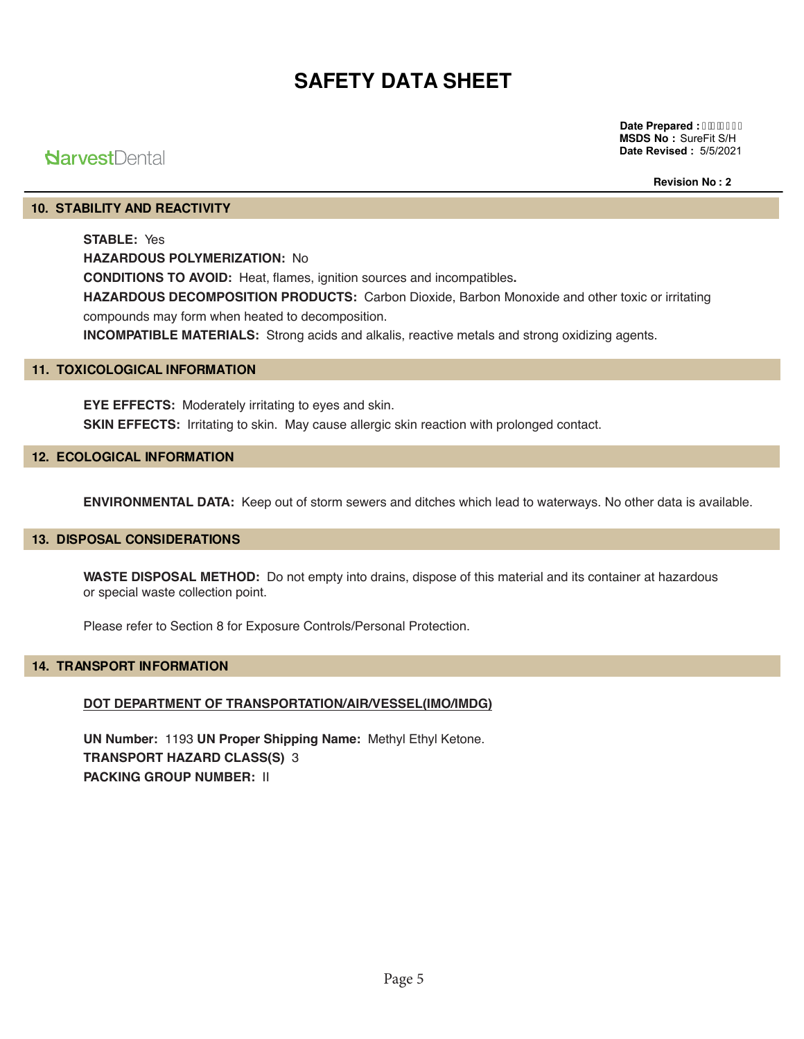# SAFETY DATA SHEET

HarvestDental

**Date Prepared :** 
**MSDS No :** SureFit S/H
**Date Revised :** 5/5/2021

**Revision No : 2**

## 10. STABILITY AND REACTIVITY

**STABLE:** Yes

**HAZARDOUS POLYMERIZATION:** No

**CONDITIONS TO AVOID:** Heat, flames, ignition sources and incompatibles**.**

**HAZARDOUS DECOMPOSITION PRODUCTS:** Carbon Dioxide, Barbon Monoxide and other toxic or irritating compounds may form when heated to decomposition.

**INCOMPATIBLE MATERIALS:** Strong acids and alkalis, reactive metals and strong oxidizing agents.

## 11. TOXICOLOGICAL INFORMATION

**EYE EFFECTS:** Moderately irritating to eyes and skin.

**SKIN EFFECTS:** Irritating to skin. May cause allergic skin reaction with prolonged contact.

## 12. ECOLOGICAL INFORMATION

**ENVIRONMENTAL DATA:** Keep out of storm sewers and ditches which lead to waterways. No other data is available.

## 13. DISPOSAL CONSIDERATIONS

**WASTE DISPOSAL METHOD:** Do not empty into drains, dispose of this material and its container at hazardous or special waste collection point.

Please refer to Section 8 for Exposure Controls/Personal Protection.

## 14. TRANSPORT INFORMATION

**DOT DEPARTMENT OF TRANSPORTATION/AIR/VESSEL(IMO/IMDG)**

**UN Number:** 1193 **UN Proper Shipping Name:** Methyl Ethyl Ketone.

**TRANSPORT HAZARD CLASS(S)** 3

**PACKING GROUP NUMBER:** II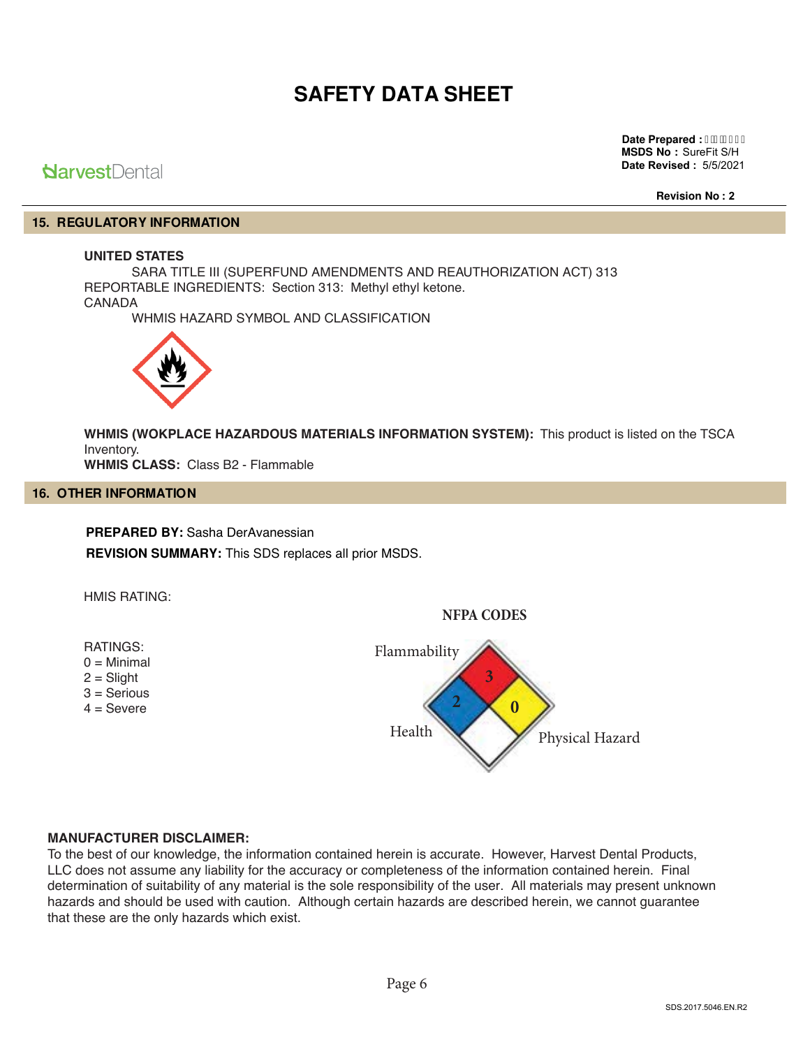# SAFETY DATA SHEET

**Date Prepared :** 
**MSDS No :** SureFit S/H
**Date Revised :** 5/5/2021

HarvestDental

**Revision No : 2**

## 15. REGULATORY INFORMATION

**UNITED STATES**

SARA TITLE III (SUPERFUND AMENDMENTS AND REAUTHORIZATION ACT) 313 REPORTABLE INGREDIENTS: Section 313: Methyl ethyl ketone.

CANADA

WHMIS HAZARD SYMBOL AND CLASSIFICATION

**WHMIS (WOKPLACE HAZARDOUS MATERIALS INFORMATION SYSTEM):** This product is listed on the TSCA Inventory.

**WHMIS CLASS:** Class B2 - Flammable

## 16. OTHER INFORMATION

**PREPARED BY:** Sasha DerAvanessian

**REVISION SUMMARY:** This SDS replaces all prior MSDS.

HMIS RATING:

RATINGS:
0 = Minimal
2 = Slight
3 = Serious
4 = Severe

NFPA CODES

Flammability
3
Health
2
Physical Hazard
0

**MANUFACTURER DISCLAIMER:**

To the best of our knowledge, the information contained herein is accurate. However, Harvest Dental Products, LLC does not assume any liability for the accuracy or completeness of the information contained herein. Final determination of suitability of any material is the sole responsibility of the user. All materials may present unknown hazards and should be used with caution. Although certain hazards are described herein, we cannot guarantee that these are the only hazards which exist.

SDS.2017.5046.EN.R2